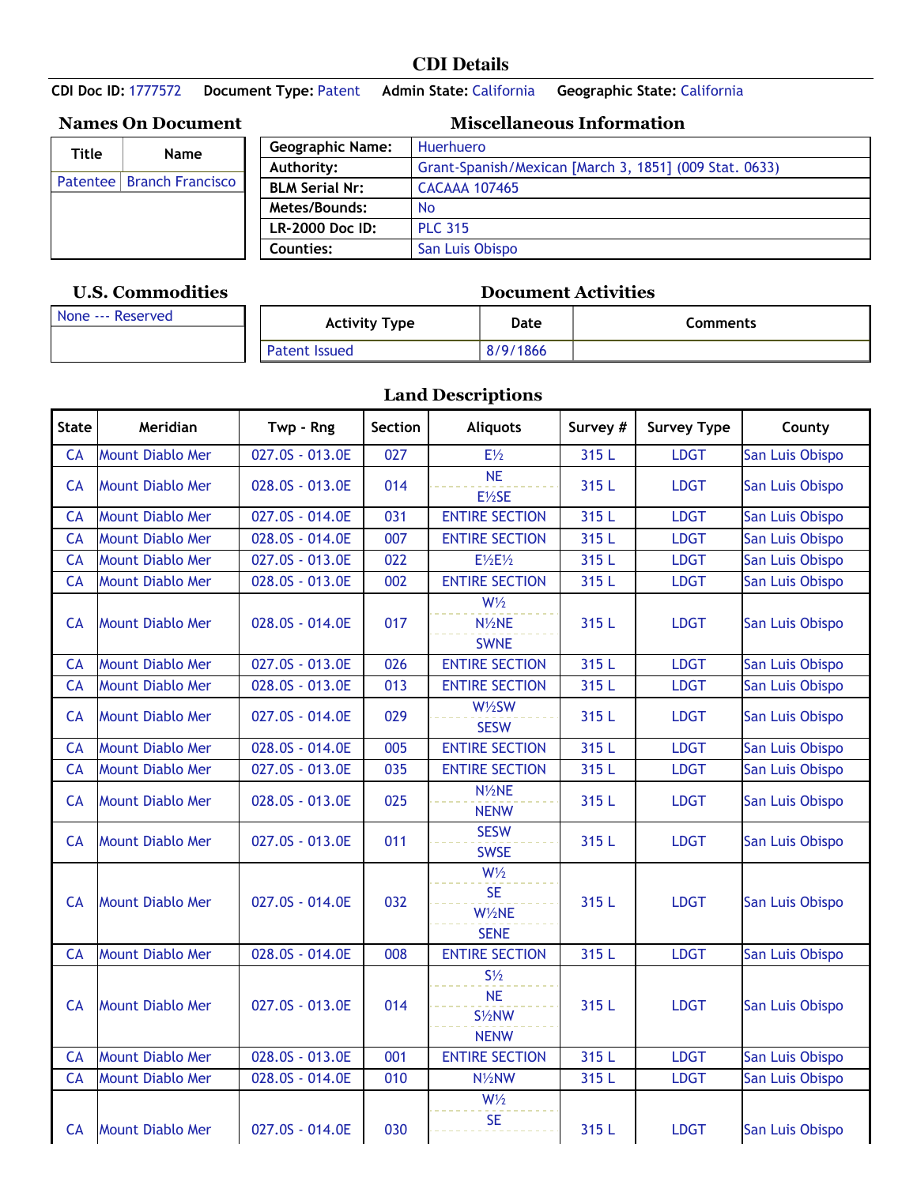# CDI Details

**CDI Doc ID:** 1777572 **Document Type:** Patent **Admin State:** California **Geographic State:** California

### Names On Document

| Title | Name |
|---|---|
| Patentee | Branch Francisco |

### Miscellaneous Information

| | |
|---|---|
| Geographic Name: | Huerhuero |
| Authority: | Grant-Spanish/Mexican [March 3, 1851] (009 Stat. 0633) |
| BLM Serial Nr: | CACAAA 107465 |
| Metes/Bounds: | No |
| LR-2000 Doc ID: | PLC 315 |
| Counties: | San Luis Obispo |

### U.S. Commodities

None --- Reserved

### Document Activities

| Activity Type | Date | Comments |
|---|---|---|
| Patent Issued | 8/9/1866 | |

### Land Descriptions

| State | Meridian | Twp - Rng | Section | Aliquots | Survey # | Survey Type | County |
|---|---|---|---|---|---|---|---|
| CA | Mount Diablo Mer | 027.0S - 013.0E | 027 | E½ | 315 L | LDGT | San Luis Obispo |
| CA | Mount Diablo Mer | 028.0S - 013.0E | 014 | NE<br>E½SE | 315 L | LDGT | San Luis Obispo |
| CA | Mount Diablo Mer | 027.0S - 014.0E | 031 | ENTIRE SECTION | 315 L | LDGT | San Luis Obispo |
| CA | Mount Diablo Mer | 028.0S - 014.0E | 007 | ENTIRE SECTION | 315 L | LDGT | San Luis Obispo |
| CA | Mount Diablo Mer | 027.0S - 013.0E | 022 | E½E½ | 315 L | LDGT | San Luis Obispo |
| CA | Mount Diablo Mer | 028.0S - 013.0E | 002 | ENTIRE SECTION | 315 L | LDGT | San Luis Obispo |
| CA | Mount Diablo Mer | 028.0S - 014.0E | 017 | W½<br>N½NE<br>SWNE | 315 L | LDGT | San Luis Obispo |
| CA | Mount Diablo Mer | 027.0S - 013.0E | 026 | ENTIRE SECTION | 315 L | LDGT | San Luis Obispo |
| CA | Mount Diablo Mer | 028.0S - 013.0E | 013 | ENTIRE SECTION | 315 L | LDGT | San Luis Obispo |
| CA | Mount Diablo Mer | 027.0S - 014.0E | 029 | W½SW<br>SESW | 315 L | LDGT | San Luis Obispo |
| CA | Mount Diablo Mer | 028.0S - 014.0E | 005 | ENTIRE SECTION | 315 L | LDGT | San Luis Obispo |
| CA | Mount Diablo Mer | 027.0S - 013.0E | 035 | ENTIRE SECTION | 315 L | LDGT | San Luis Obispo |
| CA | Mount Diablo Mer | 028.0S - 013.0E | 025 | N½NE<br>NENW | 315 L | LDGT | San Luis Obispo |
| CA | Mount Diablo Mer | 027.0S - 013.0E | 011 | SESW<br>SWSE | 315 L | LDGT | San Luis Obispo |
| CA | Mount Diablo Mer | 027.0S - 014.0E | 032 | W½<br>SE<br>W½NE<br>SENE | 315 L | LDGT | San Luis Obispo |
| CA | Mount Diablo Mer | 028.0S - 014.0E | 008 | ENTIRE SECTION | 315 L | LDGT | San Luis Obispo |
| CA | Mount Diablo Mer | 027.0S - 013.0E | 014 | S½<br>NE<br>S½NW<br>NENW | 315 L | LDGT | San Luis Obispo |
| CA | Mount Diablo Mer | 028.0S - 013.0E | 001 | ENTIRE SECTION | 315 L | LDGT | San Luis Obispo |
| CA | Mount Diablo Mer | 028.0S - 014.0E | 010 | N½NW | 315 L | LDGT | San Luis Obispo |
| CA | Mount Diablo Mer | 027.0S - 014.0E | 030 | W½<br>SE | 315 L | LDGT | San Luis Obispo |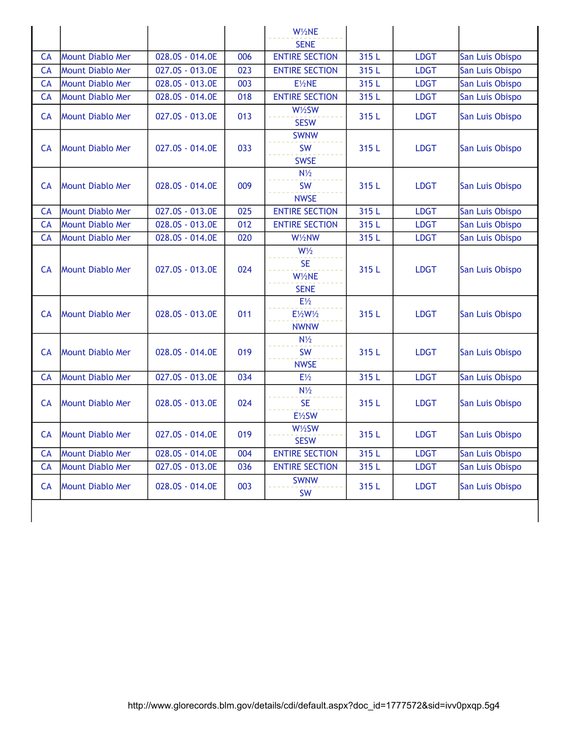| | | | | | | | |
|---|---|---|---|---|---|---|---|
| | | | | W½NE<br>SENE | | | |
| CA | Mount Diablo Mer | 028.0S - 014.0E | 006 | ENTIRE SECTION | 315 L | LDGT | San Luis Obispo |
| CA | Mount Diablo Mer | 027.0S - 013.0E | 023 | ENTIRE SECTION | 315 L | LDGT | San Luis Obispo |
| CA | Mount Diablo Mer | 028.0S - 013.0E | 003 | E½NE | 315 L | LDGT | San Luis Obispo |
| CA | Mount Diablo Mer | 028.0S - 014.0E | 018 | ENTIRE SECTION | 315 L | LDGT | San Luis Obispo |
| CA | Mount Diablo Mer | 027.0S - 013.0E | 013 | W½SW<br>SESW | 315 L | LDGT | San Luis Obispo |
| CA | Mount Diablo Mer | 027.0S - 014.0E | 033 | SWNW<br>SW<br>SWSE | 315 L | LDGT | San Luis Obispo |
| CA | Mount Diablo Mer | 028.0S - 014.0E | 009 | N½<br>SW<br>NWSE | 315 L | LDGT | San Luis Obispo |
| CA | Mount Diablo Mer | 027.0S - 013.0E | 025 | ENTIRE SECTION | 315 L | LDGT | San Luis Obispo |
| CA | Mount Diablo Mer | 028.0S - 013.0E | 012 | ENTIRE SECTION | 315 L | LDGT | San Luis Obispo |
| CA | Mount Diablo Mer | 028.0S - 014.0E | 020 | W½NW | 315 L | LDGT | San Luis Obispo |
| CA | Mount Diablo Mer | 027.0S - 013.0E | 024 | W½<br>SE<br>W½NE<br>SENE | 315 L | LDGT | San Luis Obispo |
| CA | Mount Diablo Mer | 028.0S - 013.0E | 011 | E½<br>E½W½<br>NWNW | 315 L | LDGT | San Luis Obispo |
| CA | Mount Diablo Mer | 028.0S - 014.0E | 019 | N½<br>SW<br>NWSE | 315 L | LDGT | San Luis Obispo |
| CA | Mount Diablo Mer | 027.0S - 013.0E | 034 | E½ | 315 L | LDGT | San Luis Obispo |
| CA | Mount Diablo Mer | 028.0S - 013.0E | 024 | N½<br>SE<br>E½SW | 315 L | LDGT | San Luis Obispo |
| CA | Mount Diablo Mer | 027.0S - 014.0E | 019 | W½SW<br>SESW | 315 L | LDGT | San Luis Obispo |
| CA | Mount Diablo Mer | 028.0S - 014.0E | 004 | ENTIRE SECTION | 315 L | LDGT | San Luis Obispo |
| CA | Mount Diablo Mer | 027.0S - 013.0E | 036 | ENTIRE SECTION | 315 L | LDGT | San Luis Obispo |
| CA | Mount Diablo Mer | 028.0S - 014.0E | 003 | SWNW<br>SW | 315 L | LDGT | San Luis Obispo |

http://www.glorecords.blm.gov/details/cdi/default.aspx?doc_id=1777572&sid=ivv0pxqp.5g4